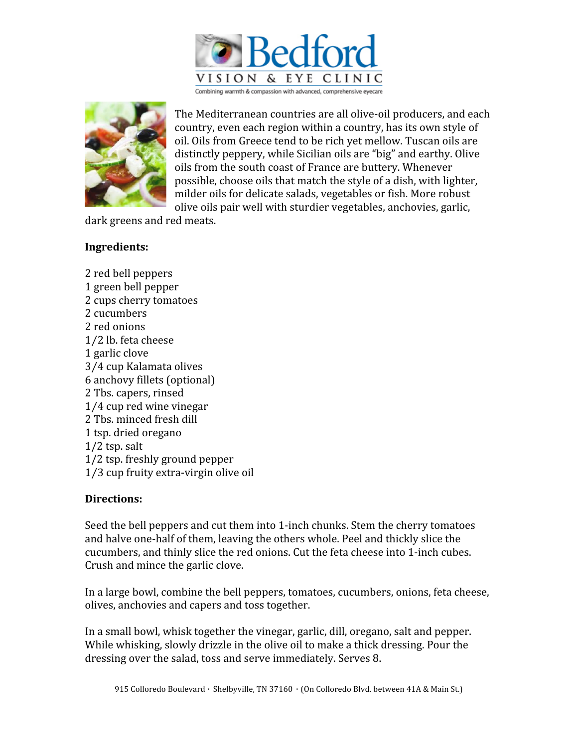# Bedford

VISION & EYE CLINIC

Combining warmth & compassion with advanced, comprehensive eyecare

The Mediterranean countries are all olive-oil producers, and each country, even each region within a country, has its own style of oil. Oils from Greece tend to be rich yet mellow. Tuscan oils are distinctly peppery, while Sicilian oils are "big" and earthy. Olive oils from the south coast of France are buttery. Whenever possible, choose oils that match the style of a dish, with lighter, milder oils for delicate salads, vegetables or fish. More robust olive oils pair well with sturdier vegetables, anchovies, garlic, dark greens and red meats.

**Ingredients:**

2 red bell peppers
1 green bell pepper
2 cups cherry tomatoes
2 cucumbers
2 red onions
1/2 lb. feta cheese
1 garlic clove
3/4 cup Kalamata olives
6 anchovy fillets (optional)
2 Tbs. capers, rinsed
1/4 cup red wine vinegar
2 Tbs. minced fresh dill
1 tsp. dried oregano
1/2 tsp. salt
1/2 tsp. freshly ground pepper
1/3 cup fruity extra-virgin olive oil

**Directions:**

Seed the bell peppers and cut them into 1-inch chunks. Stem the cherry tomatoes and halve one-half of them, leaving the others whole. Peel and thickly slice the cucumbers, and thinly slice the red onions. Cut the feta cheese into 1-inch cubes. Crush and mince the garlic clove.

In a large bowl, combine the bell peppers, tomatoes, cucumbers, onions, feta cheese, olives, anchovies and capers and toss together.

In a small bowl, whisk together the vinegar, garlic, dill, oregano, salt and pepper. While whisking, slowly drizzle in the olive oil to make a thick dressing. Pour the dressing over the salad, toss and serve immediately. Serves 8.

915 Colloredo Boulevard · Shelbyville, TN 37160 · (On Colloredo Blvd. between 41A & Main St.)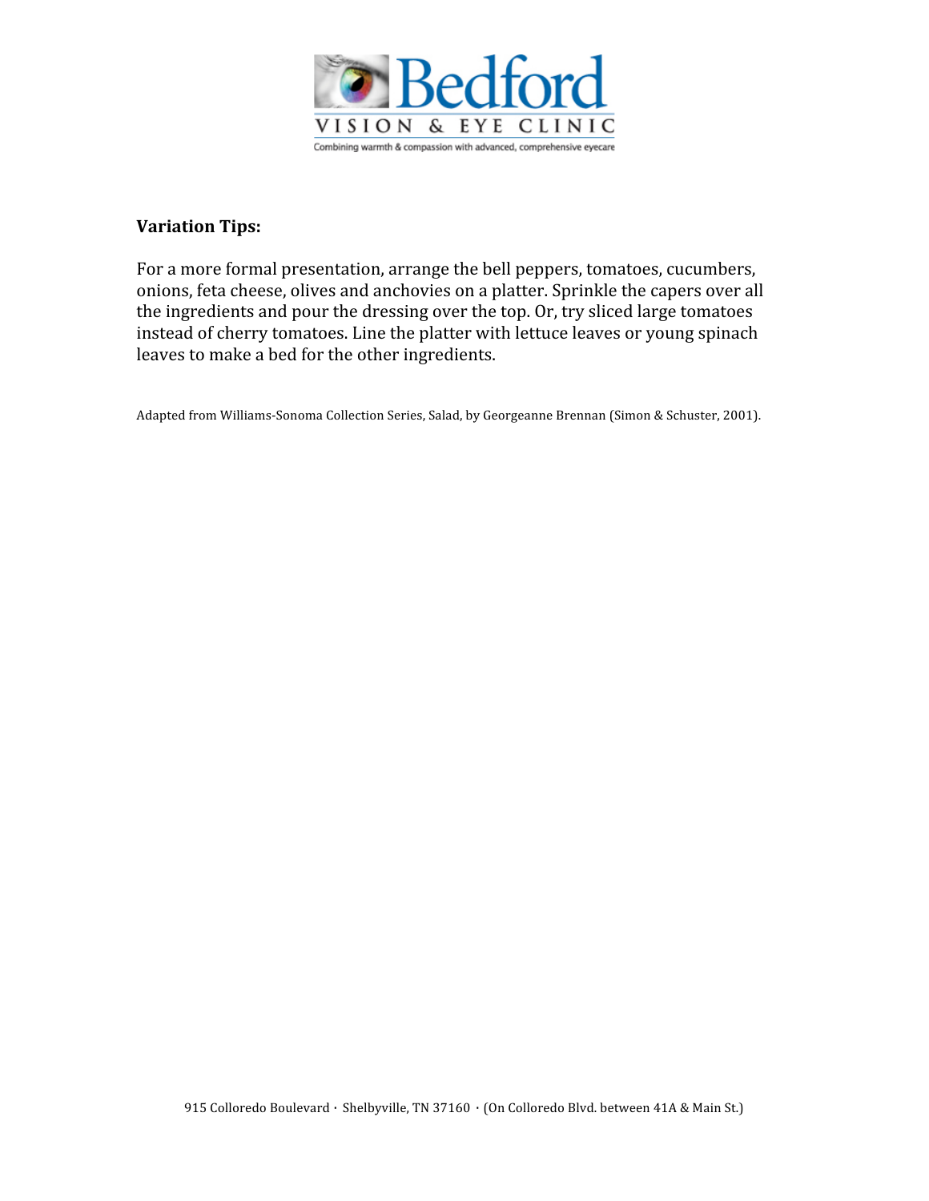**Variation Tips:**

For a more formal presentation, arrange the bell peppers, tomatoes, cucumbers, onions, feta cheese, olives and anchovies on a platter. Sprinkle the capers over all the ingredients and pour the dressing over the top. Or, try sliced large tomatoes instead of cherry tomatoes. Line the platter with lettuce leaves or young spinach leaves to make a bed for the other ingredients.

Adapted from Williams-Sonoma Collection Series, Salad, by Georgeanne Brennan (Simon & Schuster, 2001).